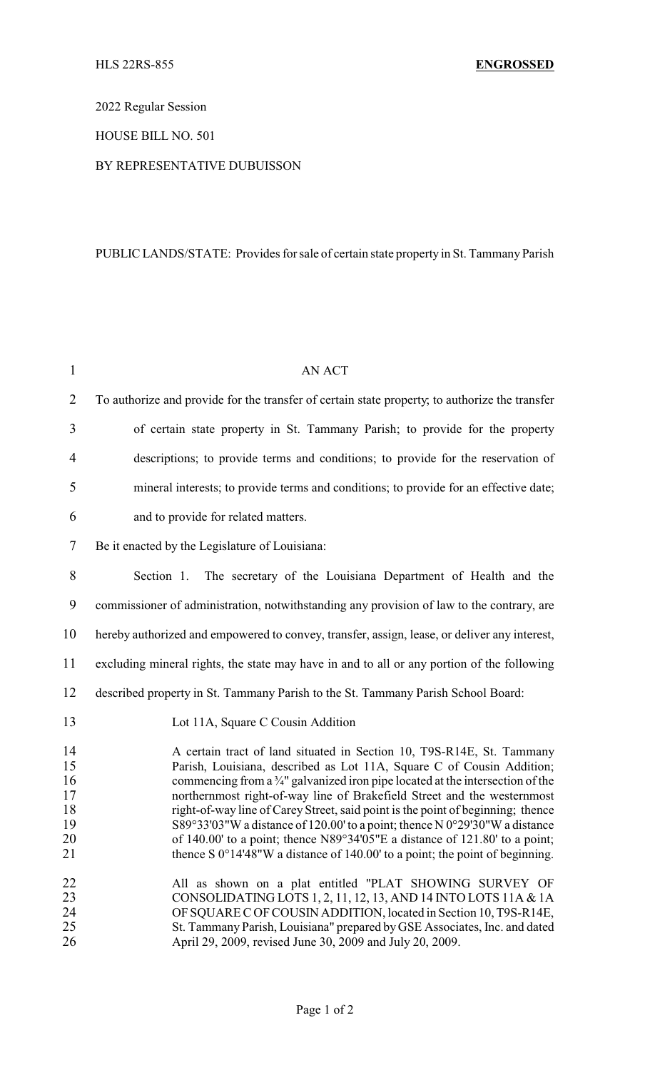HLS 22RS-855 **ENGROSSED**

2022 Regular Session

HOUSE BILL NO. 501

BY REPRESENTATIVE DUBUISSON

PUBLIC LANDS/STATE: Provides for sale of certain state property in St. Tammany Parish

AN ACT

To authorize and provide for the transfer of certain state property; to authorize the transfer of certain state property in St. Tammany Parish; to provide for the property descriptions; to provide terms and conditions; to provide for the reservation of mineral interests; to provide terms and conditions; to provide for an effective date; and to provide for related matters.

Be it enacted by the Legislature of Louisiana:

Section 1. The secretary of the Louisiana Department of Health and the commissioner of administration, notwithstanding any provision of law to the contrary, are hereby authorized and empowered to convey, transfer, assign, lease, or deliver any interest, excluding mineral rights, the state may have in and to all or any portion of the following described property in St. Tammany Parish to the St. Tammany Parish School Board:

Lot 11A, Square C Cousin Addition

A certain tract of land situated in Section 10, T9S-R14E, St. Tammany Parish, Louisiana, described as Lot 11A, Square C of Cousin Addition; commencing from a ¾" galvanized iron pipe located at the intersection of the northernmost right-of-way line of Brakefield Street and the westernmost right-of-way line of Carey Street, said point is the point of beginning; thence S89°33'03"W a distance of 120.00' to a point; thence N 0°29'30"W a distance of 140.00' to a point; thence N89°34'05"E a distance of 121.80' to a point; thence S 0°14'48"W a distance of 140.00' to a point; the point of beginning.

All as shown on a plat entitled "PLAT SHOWING SURVEY OF CONSOLIDATING LOTS 1, 2, 11, 12, 13, AND 14 INTO LOTS 11A & 1A OF SQUARE C OF COUSIN ADDITION, located in Section 10, T9S-R14E, St. Tammany Parish, Louisiana" prepared by GSE Associates, Inc. and dated April 29, 2009, revised June 30, 2009 and July 20, 2009.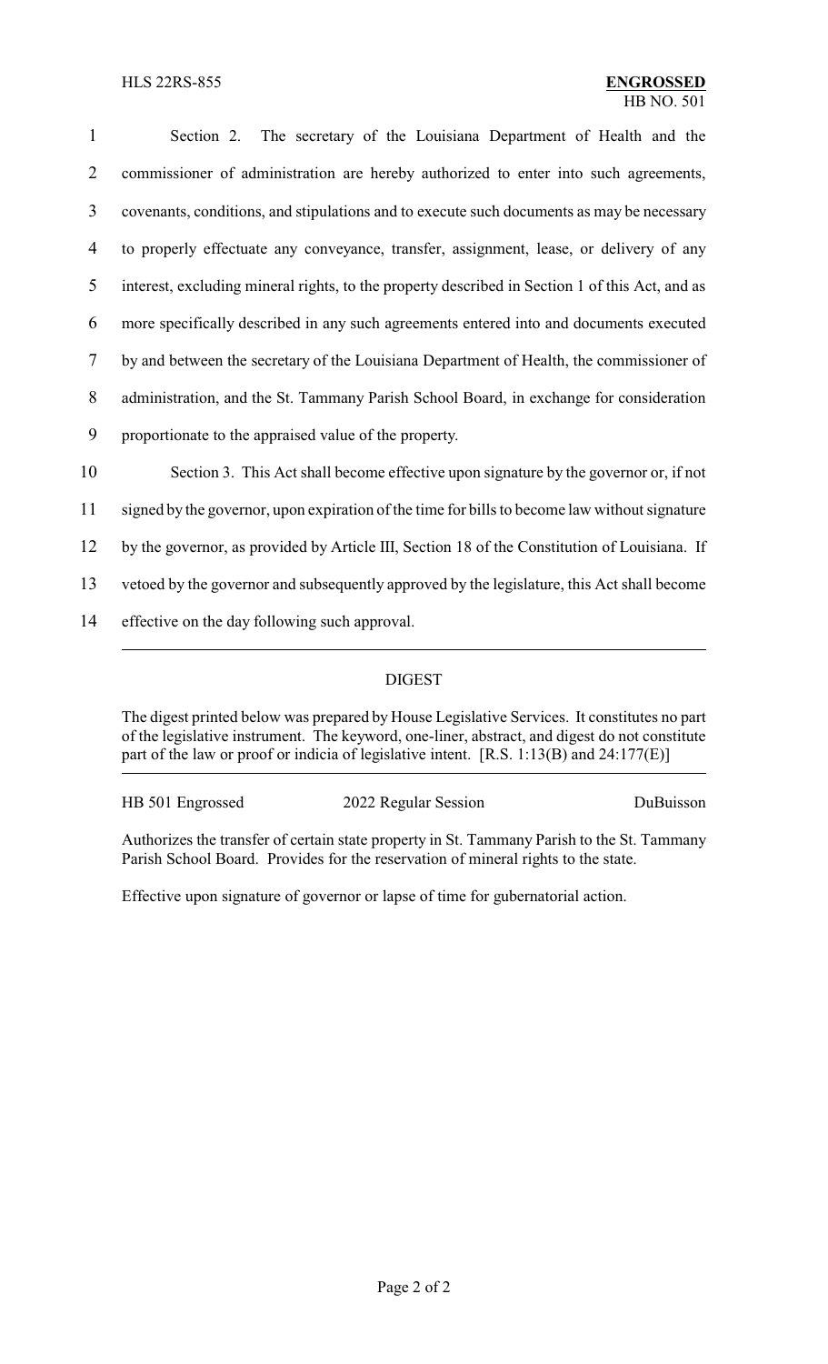Section 2. The secretary of the Louisiana Department of Health and the commissioner of administration are hereby authorized to enter into such agreements, covenants, conditions, and stipulations and to execute such documents as may be necessary to properly effectuate any conveyance, transfer, assignment, lease, or delivery of any interest, excluding mineral rights, to the property described in Section 1 of this Act, and as more specifically described in any such agreements entered into and documents executed by and between the secretary of the Louisiana Department of Health, the commissioner of administration, and the St. Tammany Parish School Board, in exchange for consideration proportionate to the appraised value of the property.

Section 3. This Act shall become effective upon signature by the governor or, if not signed by the governor, upon expiration of the time for bills to become law without signature by the governor, as provided by Article III, Section 18 of the Constitution of Louisiana. If vetoed by the governor and subsequently approved by the legislature, this Act shall become effective on the day following such approval.

## DIGEST

The digest printed below was prepared by House Legislative Services. It constitutes no part of the legislative instrument. The keyword, one-liner, abstract, and digest do not constitute part of the law or proof or indicia of legislative intent. [R.S. 1:13(B) and 24:177(E)]

HB 501 Engrossed — 2022 Regular Session — DuBuisson

Authorizes the transfer of certain state property in St. Tammany Parish to the St. Tammany Parish School Board. Provides for the reservation of mineral rights to the state.

Effective upon signature of governor or lapse of time for gubernatorial action.